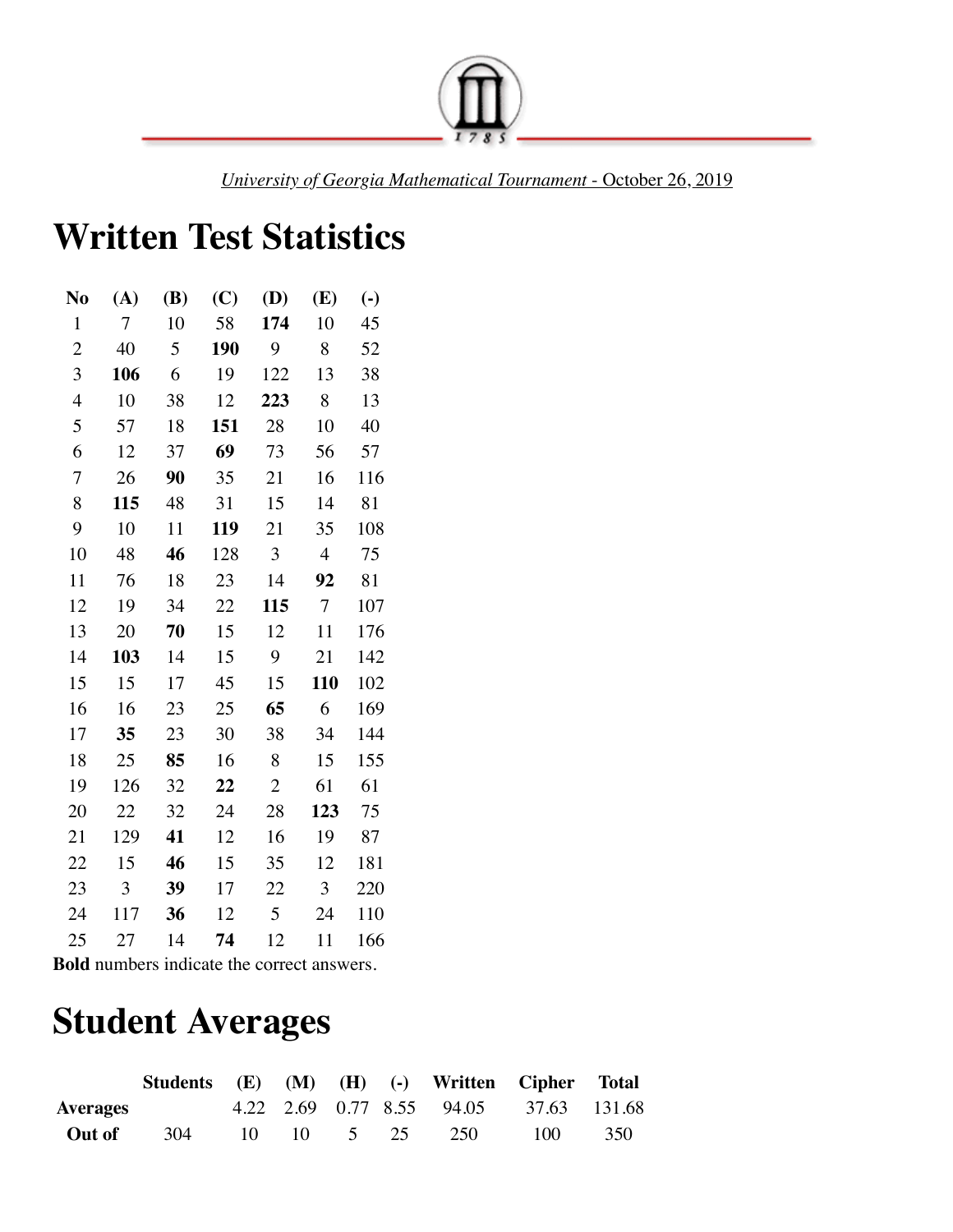University of Georgia Mathematical Tournament - October 26, 2019

# Written Test Statistics

| No | (A) | (B) | (C) | (D) | (E) | (-) |
|---|---|---|---|---|---|---|
| 1 | 7 | 10 | 58 | **174** | 10 | 45 |
| 2 | 40 | 5 | **190** | 9 | 8 | 52 |
| 3 | **106** | 6 | 19 | 122 | 13 | 38 |
| 4 | 10 | 38 | 12 | **223** | 8 | 13 |
| 5 | 57 | 18 | **151** | 28 | 10 | 40 |
| 6 | 12 | 37 | **69** | 73 | 56 | 57 |
| 7 | 26 | **90** | 35 | 21 | 16 | 116 |
| 8 | **115** | 48 | 31 | 15 | 14 | 81 |
| 9 | 10 | 11 | **119** | 21 | 35 | 108 |
| 10 | 48 | **46** | 128 | 3 | 4 | 75 |
| 11 | 76 | 18 | 23 | 14 | **92** | 81 |
| 12 | 19 | 34 | 22 | **115** | 7 | 107 |
| 13 | 20 | **70** | 15 | 12 | 11 | 176 |
| 14 | **103** | 14 | 15 | 9 | 21 | 142 |
| 15 | 15 | 17 | 45 | 15 | **110** | 102 |
| 16 | 16 | 23 | 25 | **65** | 6 | 169 |
| 17 | **35** | 23 | 30 | 38 | 34 | 144 |
| 18 | 25 | **85** | 16 | 8 | 15 | 155 |
| 19 | 126 | 32 | **22** | 2 | 61 | 61 |
| 20 | 22 | 32 | 24 | 28 | **123** | 75 |
| 21 | 129 | **41** | 12 | 16 | 19 | 87 |
| 22 | 15 | **46** | 15 | 35 | 12 | 181 |
| 23 | 3 | **39** | 17 | 22 | 3 | 220 |
| 24 | 117 | **36** | 12 | 5 | 24 | 110 |
| 25 | 27 | 14 | **74** | 12 | 11 | 166 |

**Bold** numbers indicate the correct answers.

# Student Averages

| | Students | (E) | (M) | (H) | (-) | Written | Cipher | Total |
|---|---|---|---|---|---|---|---|---|
| **Averages** | | 4.22 | 2.69 | 0.77 | 8.55 | 94.05 | 37.63 | 131.68 |
| **Out of** | 304 | 10 | 10 | 5 | 25 | 250 | 100 | 350 |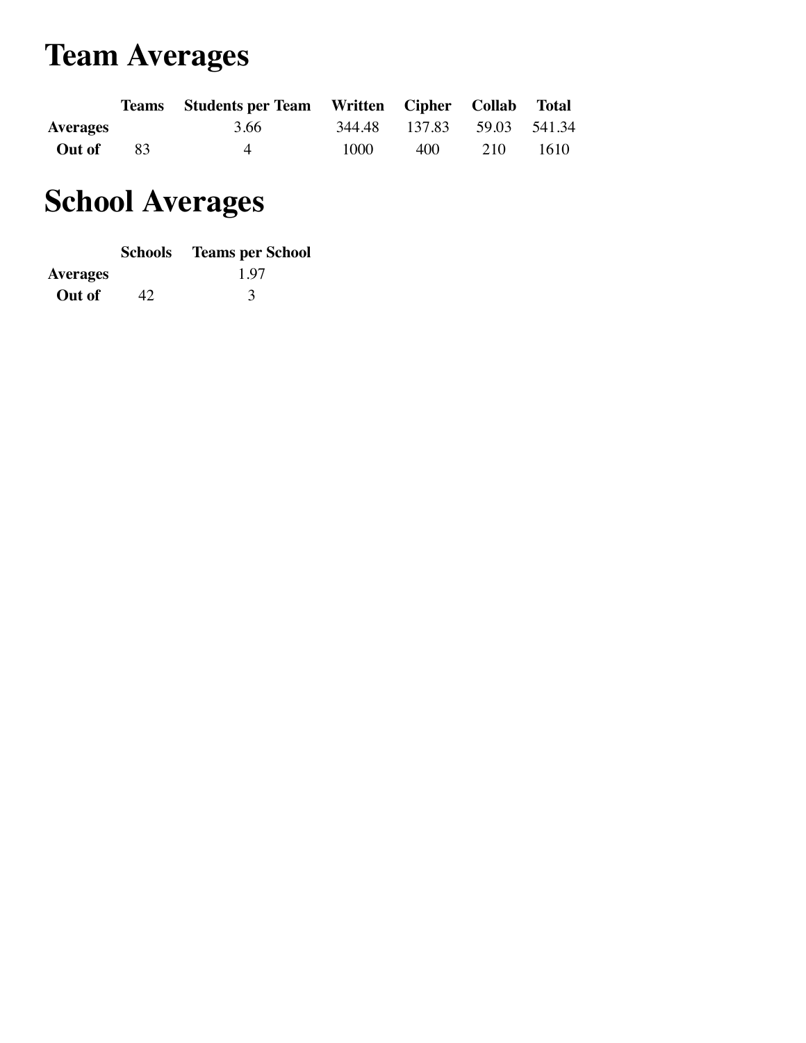# Team Averages

| | Teams | Students per Team | Written | Cipher | Collab | Total |
|---|---|---|---|---|---|---|
| **Averages** | | 3.66 | 344.48 | 137.83 | 59.03 | 541.34 |
| **Out of** | 83 | 4 | 1000 | 400 | 210 | 1610 |

# School Averages

| | Schools | Teams per School |
|---|---|---|
| **Averages** | | 1.97 |
| **Out of** | 42 | 3 |